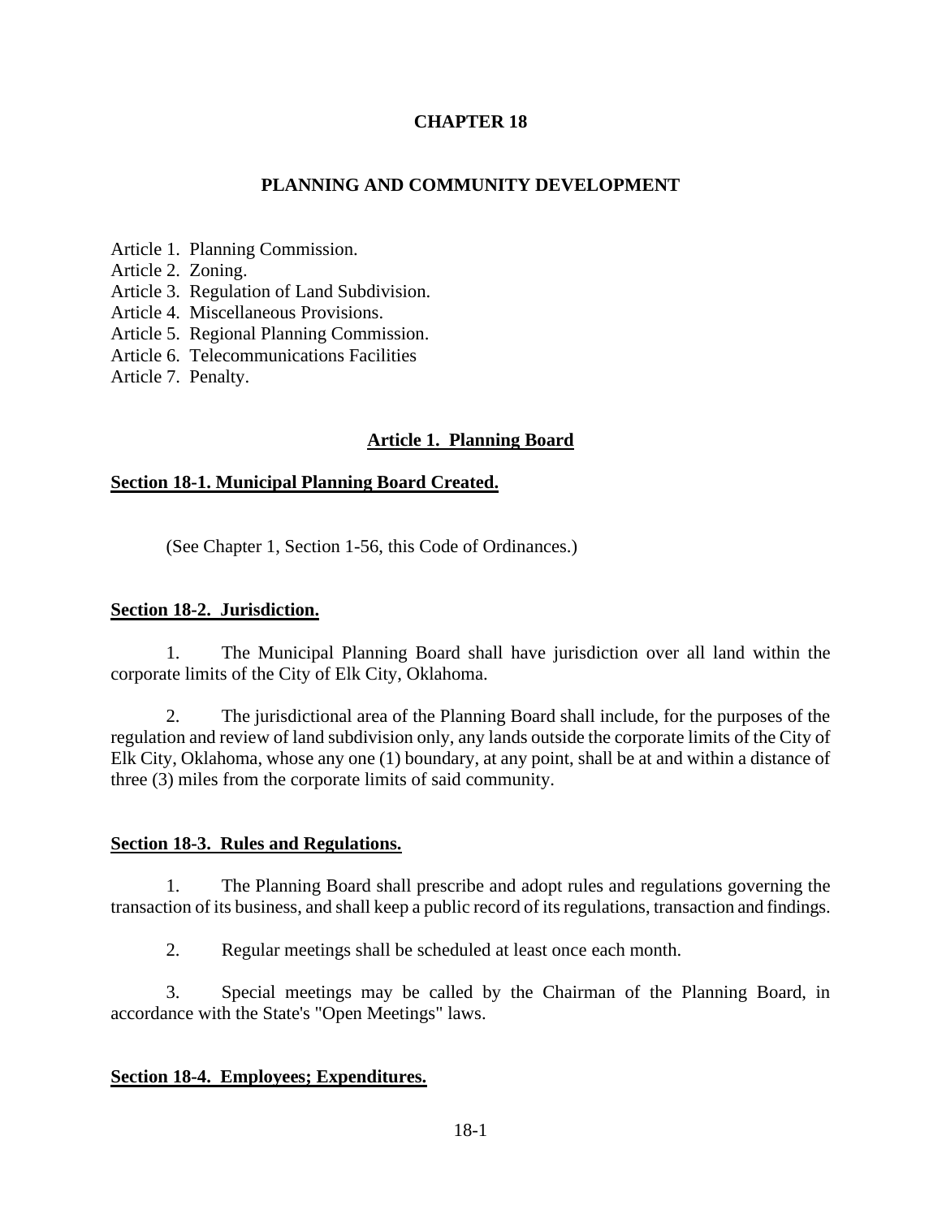# CHAPTER 18

## PLANNING AND COMMUNITY DEVELOPMENT

Article 1. Planning Commission.
Article 2. Zoning.
Article 3. Regulation of Land Subdivision.
Article 4. Miscellaneous Provisions.
Article 5. Regional Planning Commission.
Article 6. Telecommunications Facilities
Article 7. Penalty.

### Article 1. Planning Board

**Section 18-1. Municipal Planning Board Created.**

(See Chapter 1, Section 1-56, this Code of Ordinances.)

**Section 18-2. Jurisdiction.**

1. The Municipal Planning Board shall have jurisdiction over all land within the corporate limits of the City of Elk City, Oklahoma.

2. The jurisdictional area of the Planning Board shall include, for the purposes of the regulation and review of land subdivision only, any lands outside the corporate limits of the City of Elk City, Oklahoma, whose any one (1) boundary, at any point, shall be at and within a distance of three (3) miles from the corporate limits of said community.

**Section 18-3. Rules and Regulations.**

1. The Planning Board shall prescribe and adopt rules and regulations governing the transaction of its business, and shall keep a public record of its regulations, transaction and findings.

2. Regular meetings shall be scheduled at least once each month.

3. Special meetings may be called by the Chairman of the Planning Board, in accordance with the State's "Open Meetings" laws.

**Section 18-4. Employees; Expenditures.**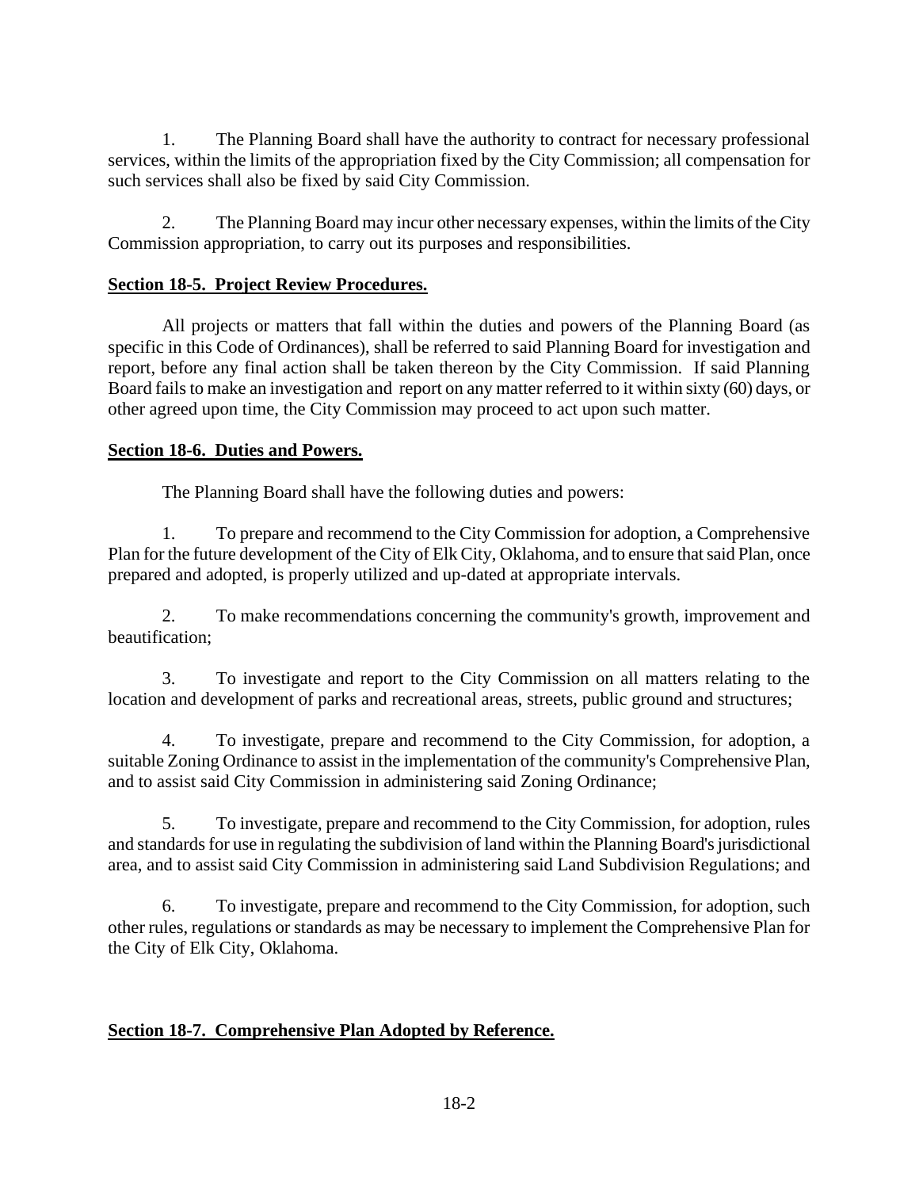1. The Planning Board shall have the authority to contract for necessary professional services, within the limits of the appropriation fixed by the City Commission; all compensation for such services shall also be fixed by said City Commission.

2. The Planning Board may incur other necessary expenses, within the limits of the City Commission appropriation, to carry out its purposes and responsibilities.

## Section 18-5. Project Review Procedures.

All projects or matters that fall within the duties and powers of the Planning Board (as specific in this Code of Ordinances), shall be referred to said Planning Board for investigation and report, before any final action shall be taken thereon by the City Commission. If said Planning Board fails to make an investigation and report on any matter referred to it within sixty (60) days, or other agreed upon time, the City Commission may proceed to act upon such matter.

## Section 18-6. Duties and Powers.

The Planning Board shall have the following duties and powers:

1. To prepare and recommend to the City Commission for adoption, a Comprehensive Plan for the future development of the City of Elk City, Oklahoma, and to ensure that said Plan, once prepared and adopted, is properly utilized and up-dated at appropriate intervals.

2. To make recommendations concerning the community's growth, improvement and beautification;

3. To investigate and report to the City Commission on all matters relating to the location and development of parks and recreational areas, streets, public ground and structures;

4. To investigate, prepare and recommend to the City Commission, for adoption, a suitable Zoning Ordinance to assist in the implementation of the community's Comprehensive Plan, and to assist said City Commission in administering said Zoning Ordinance;

5. To investigate, prepare and recommend to the City Commission, for adoption, rules and standards for use in regulating the subdivision of land within the Planning Board's jurisdictional area, and to assist said City Commission in administering said Land Subdivision Regulations; and

6. To investigate, prepare and recommend to the City Commission, for adoption, such other rules, regulations or standards as may be necessary to implement the Comprehensive Plan for the City of Elk City, Oklahoma.

## Section 18-7. Comprehensive Plan Adopted by Reference.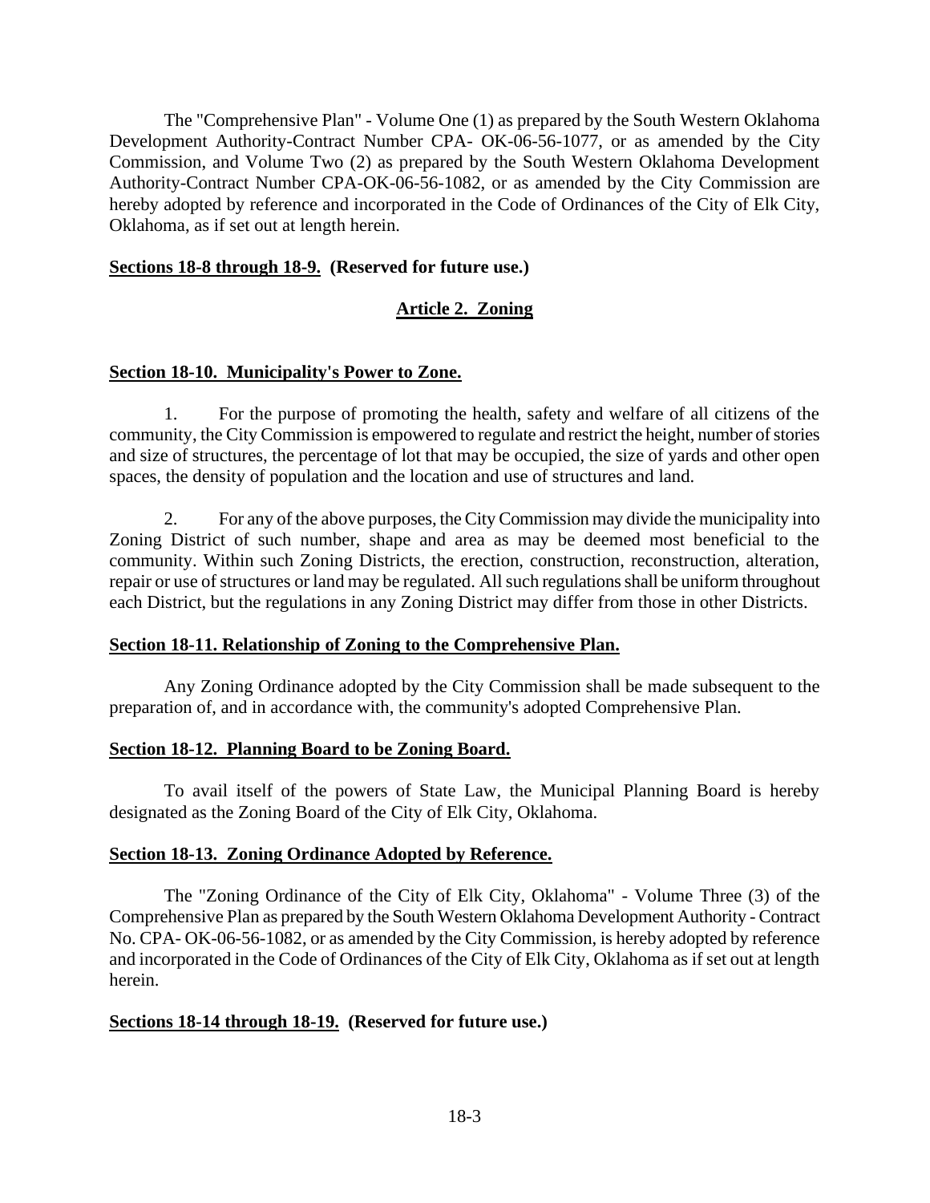The "Comprehensive Plan" - Volume One (1) as prepared by the South Western Oklahoma Development Authority-Contract Number CPA- OK-06-56-1077, or as amended by the City Commission, and Volume Two (2) as prepared by the South Western Oklahoma Development Authority-Contract Number CPA-OK-06-56-1082, or as amended by the City Commission are hereby adopted by reference and incorporated in the Code of Ordinances of the City of Elk City, Oklahoma, as if set out at length herein.

**Sections 18-8 through 18-9. (Reserved for future use.)**

## Article 2. Zoning

**Section 18-10. Municipality's Power to Zone.**

1. For the purpose of promoting the health, safety and welfare of all citizens of the community, the City Commission is empowered to regulate and restrict the height, number of stories and size of structures, the percentage of lot that may be occupied, the size of yards and other open spaces, the density of population and the location and use of structures and land.

2. For any of the above purposes, the City Commission may divide the municipality into Zoning District of such number, shape and area as may be deemed most beneficial to the community. Within such Zoning Districts, the erection, construction, reconstruction, alteration, repair or use of structures or land may be regulated. All such regulations shall be uniform throughout each District, but the regulations in any Zoning District may differ from those in other Districts.

**Section 18-11. Relationship of Zoning to the Comprehensive Plan.**

Any Zoning Ordinance adopted by the City Commission shall be made subsequent to the preparation of, and in accordance with, the community's adopted Comprehensive Plan.

**Section 18-12. Planning Board to be Zoning Board.**

To avail itself of the powers of State Law, the Municipal Planning Board is hereby designated as the Zoning Board of the City of Elk City, Oklahoma.

**Section 18-13. Zoning Ordinance Adopted by Reference.**

The "Zoning Ordinance of the City of Elk City, Oklahoma" - Volume Three (3) of the Comprehensive Plan as prepared by the South Western Oklahoma Development Authority - Contract No. CPA- OK-06-56-1082, or as amended by the City Commission, is hereby adopted by reference and incorporated in the Code of Ordinances of the City of Elk City, Oklahoma as if set out at length herein.

**Sections 18-14 through 18-19. (Reserved for future use.)**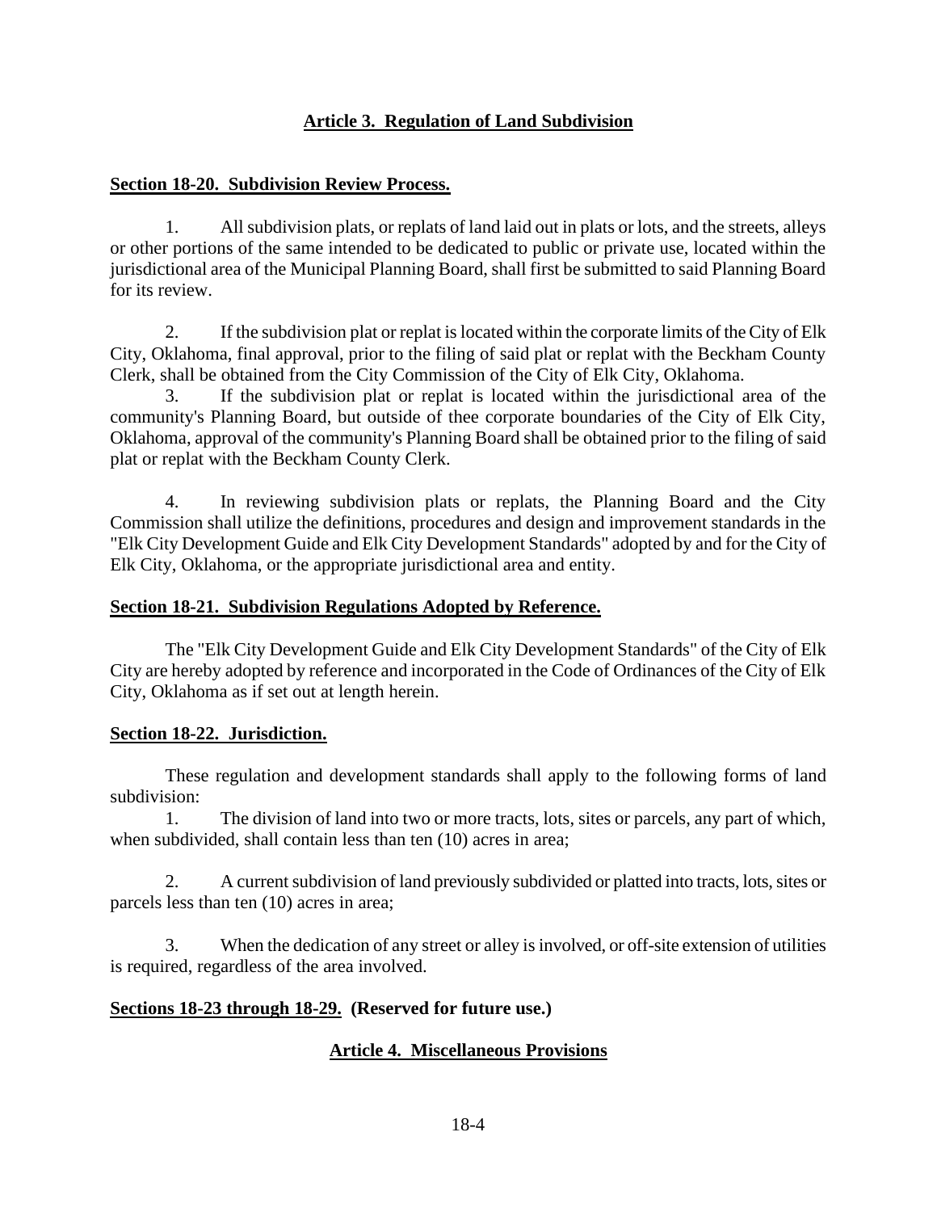## Article 3. Regulation of Land Subdivision

### Section 18-20. Subdivision Review Process.

1. All subdivision plats, or replats of land laid out in plats or lots, and the streets, alleys or other portions of the same intended to be dedicated to public or private use, located within the jurisdictional area of the Municipal Planning Board, shall first be submitted to said Planning Board for its review.

2. If the subdivision plat or replat is located within the corporate limits of the City of Elk City, Oklahoma, final approval, prior to the filing of said plat or replat with the Beckham County Clerk, shall be obtained from the City Commission of the City of Elk City, Oklahoma.

3. If the subdivision plat or replat is located within the jurisdictional area of the community's Planning Board, but outside of thee corporate boundaries of the City of Elk City, Oklahoma, approval of the community's Planning Board shall be obtained prior to the filing of said plat or replat with the Beckham County Clerk.

4. In reviewing subdivision plats or replats, the Planning Board and the City Commission shall utilize the definitions, procedures and design and improvement standards in the "Elk City Development Guide and Elk City Development Standards" adopted by and for the City of Elk City, Oklahoma, or the appropriate jurisdictional area and entity.

### Section 18-21. Subdivision Regulations Adopted by Reference.

The "Elk City Development Guide and Elk City Development Standards" of the City of Elk City are hereby adopted by reference and incorporated in the Code of Ordinances of the City of Elk City, Oklahoma as if set out at length herein.

### Section 18-22. Jurisdiction.

These regulation and development standards shall apply to the following forms of land subdivision:

1. The division of land into two or more tracts, lots, sites or parcels, any part of which, when subdivided, shall contain less than ten (10) acres in area;

2. A current subdivision of land previously subdivided or platted into tracts, lots, sites or parcels less than ten (10) acres in area;

3. When the dedication of any street or alley is involved, or off-site extension of utilities is required, regardless of the area involved.

### Sections 18-23 through 18-29. (Reserved for future use.)

## Article 4. Miscellaneous Provisions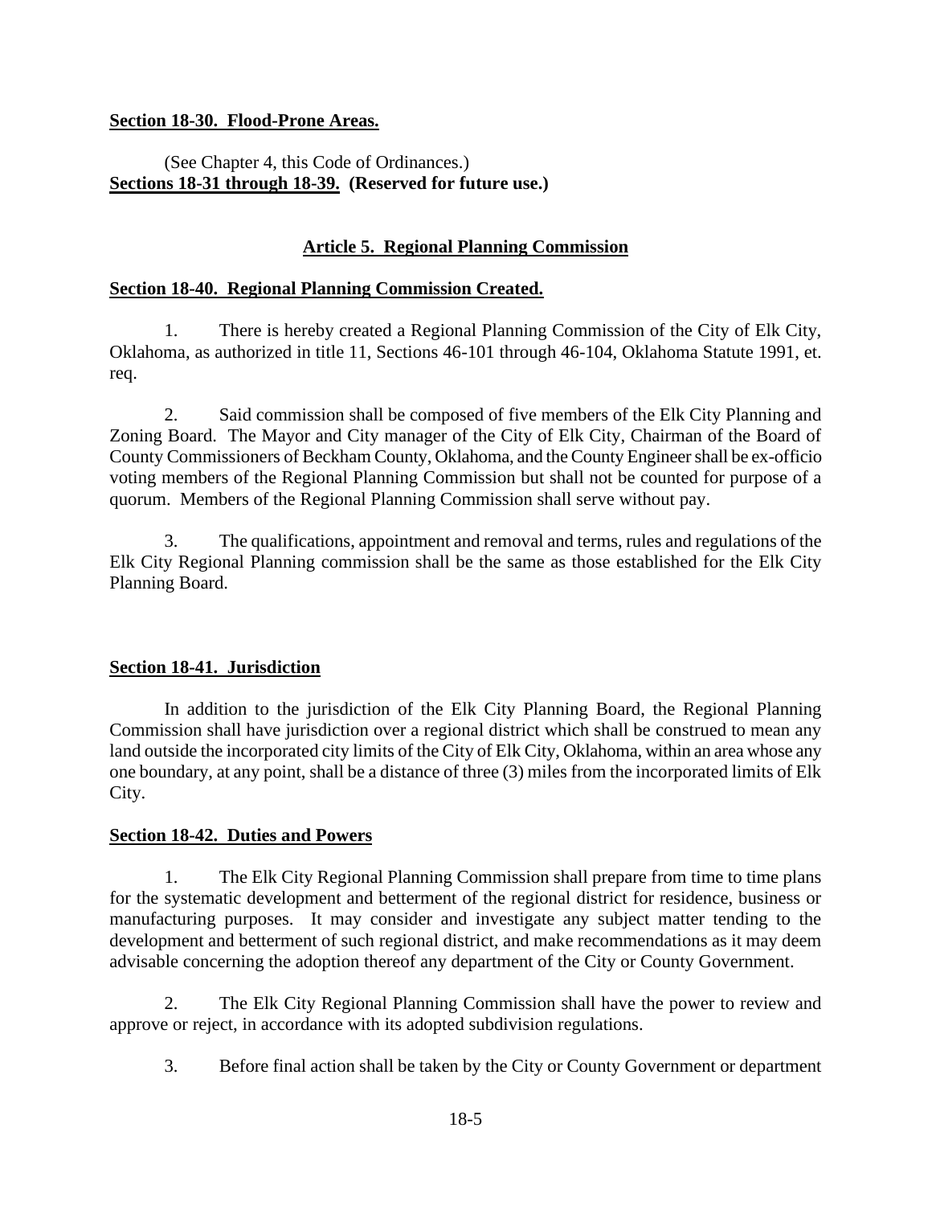**Section 18-30. Flood-Prone Areas.**

(See Chapter 4, this Code of Ordinances.)

**Sections 18-31 through 18-39. (Reserved for future use.)**

## Article 5. Regional Planning Commission

**Section 18-40. Regional Planning Commission Created.**

1. There is hereby created a Regional Planning Commission of the City of Elk City, Oklahoma, as authorized in title 11, Sections 46-101 through 46-104, Oklahoma Statute 1991, et. req.

2. Said commission shall be composed of five members of the Elk City Planning and Zoning Board. The Mayor and City manager of the City of Elk City, Chairman of the Board of County Commissioners of Beckham County, Oklahoma, and the County Engineer shall be ex-officio voting members of the Regional Planning Commission but shall not be counted for purpose of a quorum. Members of the Regional Planning Commission shall serve without pay.

3. The qualifications, appointment and removal and terms, rules and regulations of the Elk City Regional Planning commission shall be the same as those established for the Elk City Planning Board.

**Section 18-41. Jurisdiction**

In addition to the jurisdiction of the Elk City Planning Board, the Regional Planning Commission shall have jurisdiction over a regional district which shall be construed to mean any land outside the incorporated city limits of the City of Elk City, Oklahoma, within an area whose any one boundary, at any point, shall be a distance of three (3) miles from the incorporated limits of Elk City.

**Section 18-42. Duties and Powers**

1. The Elk City Regional Planning Commission shall prepare from time to time plans for the systematic development and betterment of the regional district for residence, business or manufacturing purposes. It may consider and investigate any subject matter tending to the development and betterment of such regional district, and make recommendations as it may deem advisable concerning the adoption thereof any department of the City or County Government.

2. The Elk City Regional Planning Commission shall have the power to review and approve or reject, in accordance with its adopted subdivision regulations.

3. Before final action shall be taken by the City or County Government or department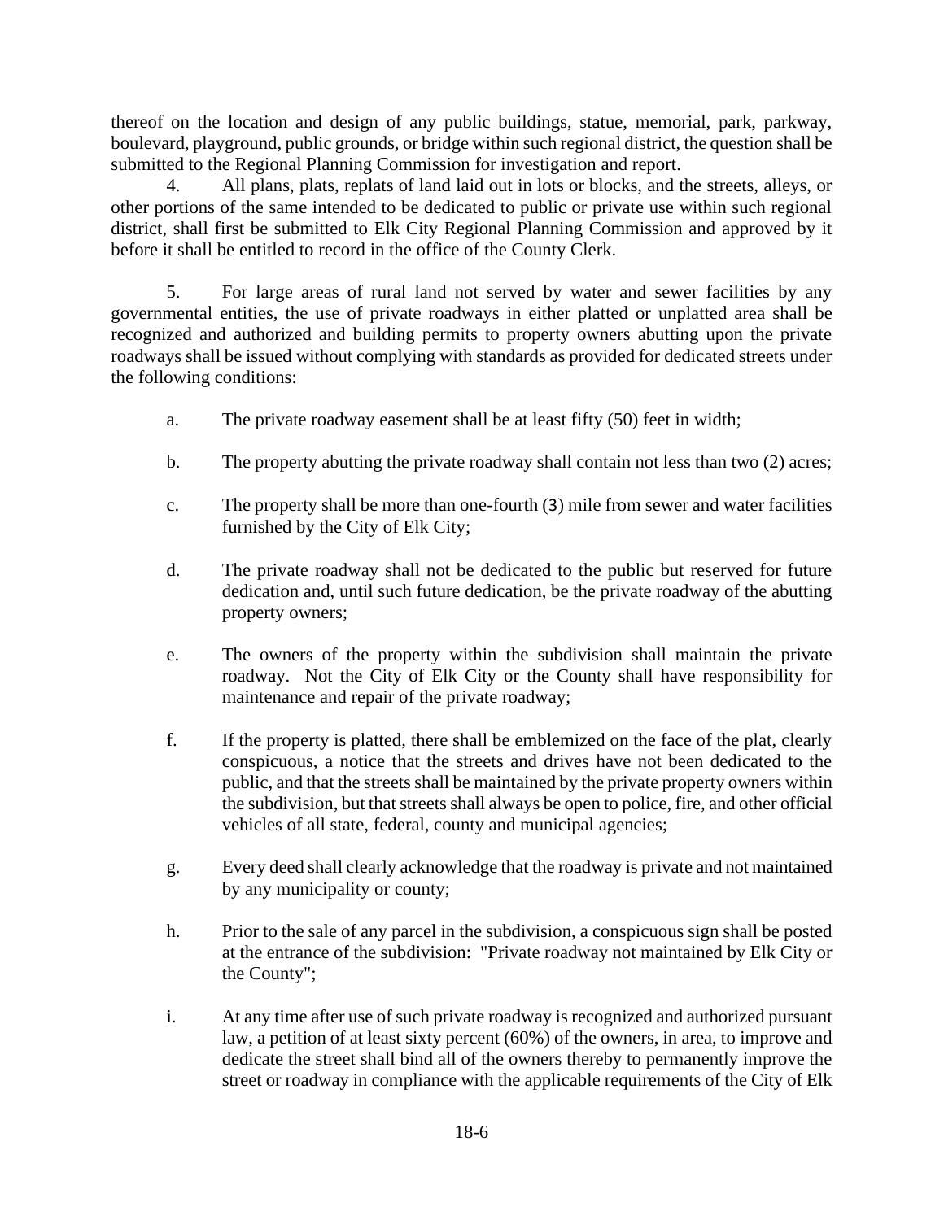thereof on the location and design of any public buildings, statue, memorial, park, parkway, boulevard, playground, public grounds, or bridge within such regional district, the question shall be submitted to the Regional Planning Commission for investigation and report.

4. All plans, plats, replats of land laid out in lots or blocks, and the streets, alleys, or other portions of the same intended to be dedicated to public or private use within such regional district, shall first be submitted to Elk City Regional Planning Commission and approved by it before it shall be entitled to record in the office of the County Clerk.

5. For large areas of rural land not served by water and sewer facilities by any governmental entities, the use of private roadways in either platted or unplatted area shall be recognized and authorized and building permits to property owners abutting upon the private roadways shall be issued without complying with standards as provided for dedicated streets under the following conditions:

a. The private roadway easement shall be at least fifty (50) feet in width;

b. The property abutting the private roadway shall contain not less than two (2) acres;

c. The property shall be more than one-fourth (3) mile from sewer and water facilities furnished by the City of Elk City;

d. The private roadway shall not be dedicated to the public but reserved for future dedication and, until such future dedication, be the private roadway of the abutting property owners;

e. The owners of the property within the subdivision shall maintain the private roadway. Not the City of Elk City or the County shall have responsibility for maintenance and repair of the private roadway;

f. If the property is platted, there shall be emblemized on the face of the plat, clearly conspicuous, a notice that the streets and drives have not been dedicated to the public, and that the streets shall be maintained by the private property owners within the subdivision, but that streets shall always be open to police, fire, and other official vehicles of all state, federal, county and municipal agencies;

g. Every deed shall clearly acknowledge that the roadway is private and not maintained by any municipality or county;

h. Prior to the sale of any parcel in the subdivision, a conspicuous sign shall be posted at the entrance of the subdivision: "Private roadway not maintained by Elk City or the County";

i. At any time after use of such private roadway is recognized and authorized pursuant law, a petition of at least sixty percent (60%) of the owners, in area, to improve and dedicate the street shall bind all of the owners thereby to permanently improve the street or roadway in compliance with the applicable requirements of the City of Elk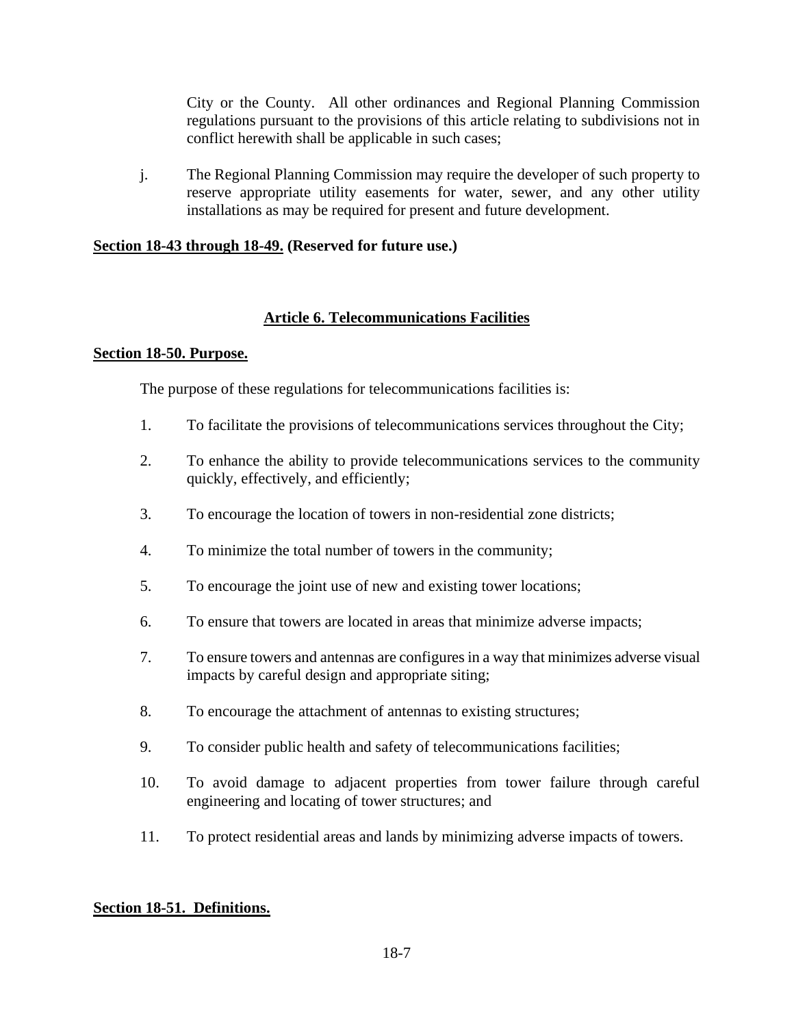City or the County. All other ordinances and Regional Planning Commission regulations pursuant to the provisions of this article relating to subdivisions not in conflict herewith shall be applicable in such cases;

j. The Regional Planning Commission may require the developer of such property to reserve appropriate utility easements for water, sewer, and any other utility installations as may be required for present and future development.

**Section 18-43 through 18-49. (Reserved for future use.)**

## Article 6. Telecommunications Facilities

**Section 18-50. Purpose.**

The purpose of these regulations for telecommunications facilities is:

1. To facilitate the provisions of telecommunications services throughout the City;
2. To enhance the ability to provide telecommunications services to the community quickly, effectively, and efficiently;
3. To encourage the location of towers in non-residential zone districts;
4. To minimize the total number of towers in the community;
5. To encourage the joint use of new and existing tower locations;
6. To ensure that towers are located in areas that minimize adverse impacts;
7. To ensure towers and antennas are configures in a way that minimizes adverse visual impacts by careful design and appropriate siting;
8. To encourage the attachment of antennas to existing structures;
9. To consider public health and safety of telecommunications facilities;
10. To avoid damage to adjacent properties from tower failure through careful engineering and locating of tower structures; and
11. To protect residential areas and lands by minimizing adverse impacts of towers.

**Section 18-51. Definitions.**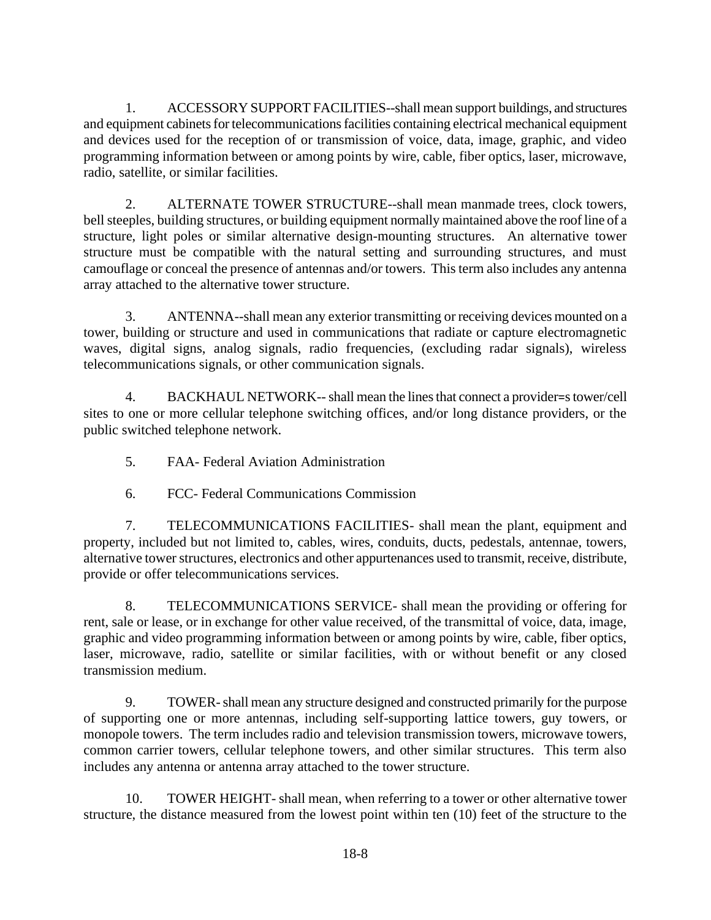1. ACCESSORY SUPPORT FACILITIES--shall mean support buildings, and structures and equipment cabinets for telecommunications facilities containing electrical mechanical equipment and devices used for the reception of or transmission of voice, data, image, graphic, and video programming information between or among points by wire, cable, fiber optics, laser, microwave, radio, satellite, or similar facilities.

2. ALTERNATE TOWER STRUCTURE--shall mean manmade trees, clock towers, bell steeples, building structures, or building equipment normally maintained above the roof line of a structure, light poles or similar alternative design-mounting structures. An alternative tower structure must be compatible with the natural setting and surrounding structures, and must camouflage or conceal the presence of antennas and/or towers. This term also includes any antenna array attached to the alternative tower structure.

3. ANTENNA--shall mean any exterior transmitting or receiving devices mounted on a tower, building or structure and used in communications that radiate or capture electromagnetic waves, digital signs, analog signals, radio frequencies, (excluding radar signals), wireless telecommunications signals, or other communication signals.

4. BACKHAUL NETWORK-- shall mean the lines that connect a provider=s tower/cell sites to one or more cellular telephone switching offices, and/or long distance providers, or the public switched telephone network.

5. FAA- Federal Aviation Administration

6. FCC- Federal Communications Commission

7. TELECOMMUNICATIONS FACILITIES- shall mean the plant, equipment and property, included but not limited to, cables, wires, conduits, ducts, pedestals, antennae, towers, alternative tower structures, electronics and other appurtenances used to transmit, receive, distribute, provide or offer telecommunications services.

8. TELECOMMUNICATIONS SERVICE- shall mean the providing or offering for rent, sale or lease, or in exchange for other value received, of the transmittal of voice, data, image, graphic and video programming information between or among points by wire, cable, fiber optics, laser, microwave, radio, satellite or similar facilities, with or without benefit or any closed transmission medium.

9. TOWER- shall mean any structure designed and constructed primarily for the purpose of supporting one or more antennas, including self-supporting lattice towers, guy towers, or monopole towers. The term includes radio and television transmission towers, microwave towers, common carrier towers, cellular telephone towers, and other similar structures. This term also includes any antenna or antenna array attached to the tower structure.

10. TOWER HEIGHT- shall mean, when referring to a tower or other alternative tower structure, the distance measured from the lowest point within ten (10) feet of the structure to the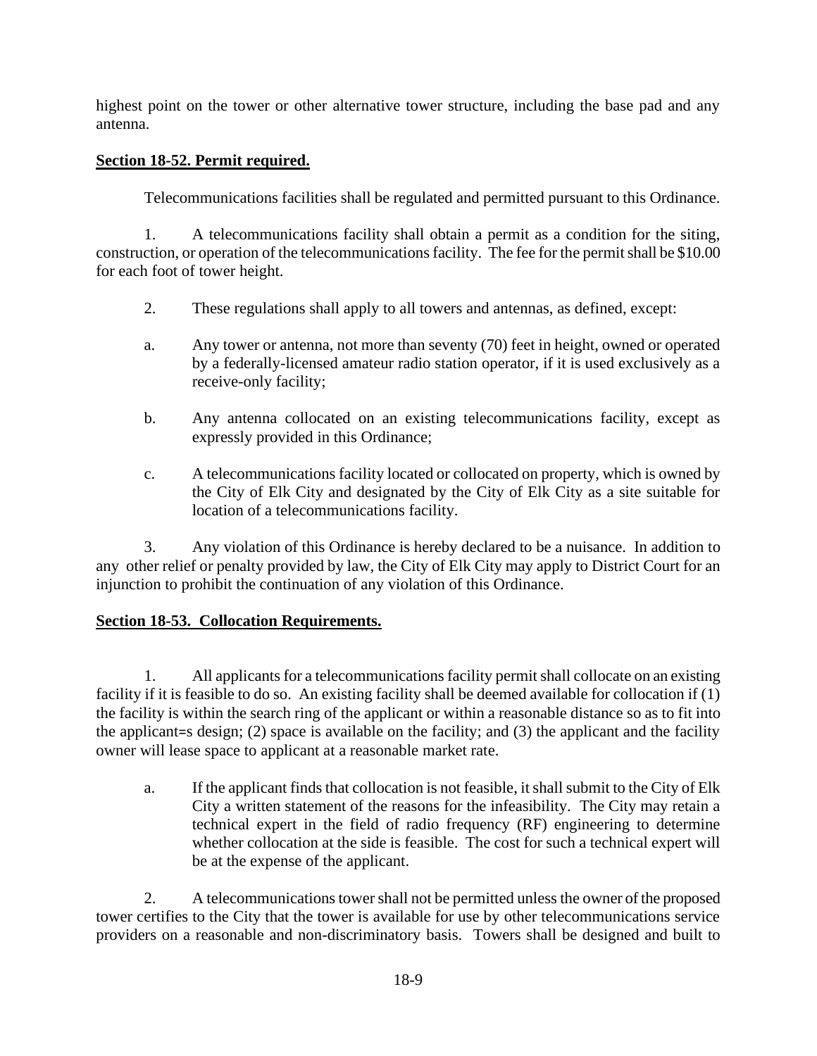highest point on the tower or other alternative tower structure, including the base pad and any antenna.

**Section 18-52. Permit required.**

Telecommunications facilities shall be regulated and permitted pursuant to this Ordinance.

1. A telecommunications facility shall obtain a permit as a condition for the siting, construction, or operation of the telecommunications facility. The fee for the permit shall be $10.00 for each foot of tower height.

2. These regulations shall apply to all towers and antennas, as defined, except:

   a. Any tower or antenna, not more than seventy (70) feet in height, owned or operated by a federally-licensed amateur radio station operator, if it is used exclusively as a receive-only facility;

   b. Any antenna collocated on an existing telecommunications facility, except as expressly provided in this Ordinance;

   c. A telecommunications facility located or collocated on property, which is owned by the City of Elk City and designated by the City of Elk City as a site suitable for location of a telecommunications facility.

3. Any violation of this Ordinance is hereby declared to be a nuisance. In addition to any other relief or penalty provided by law, the City of Elk City may apply to District Court for an injunction to prohibit the continuation of any violation of this Ordinance.

**Section 18-53. Collocation Requirements.**

1. All applicants for a telecommunications facility permit shall collocate on an existing facility if it is feasible to do so. An existing facility shall be deemed available for collocation if (1) the facility is within the search ring of the applicant or within a reasonable distance so as to fit into the applicant=s design; (2) space is available on the facility; and (3) the applicant and the facility owner will lease space to applicant at a reasonable market rate.

   a. If the applicant finds that collocation is not feasible, it shall submit to the City of Elk City a written statement of the reasons for the infeasibility. The City may retain a technical expert in the field of radio frequency (RF) engineering to determine whether collocation at the side is feasible. The cost for such a technical expert will be at the expense of the applicant.

2. A telecommunications tower shall not be permitted unless the owner of the proposed tower certifies to the City that the tower is available for use by other telecommunications service providers on a reasonable and non-discriminatory basis. Towers shall be designed and built to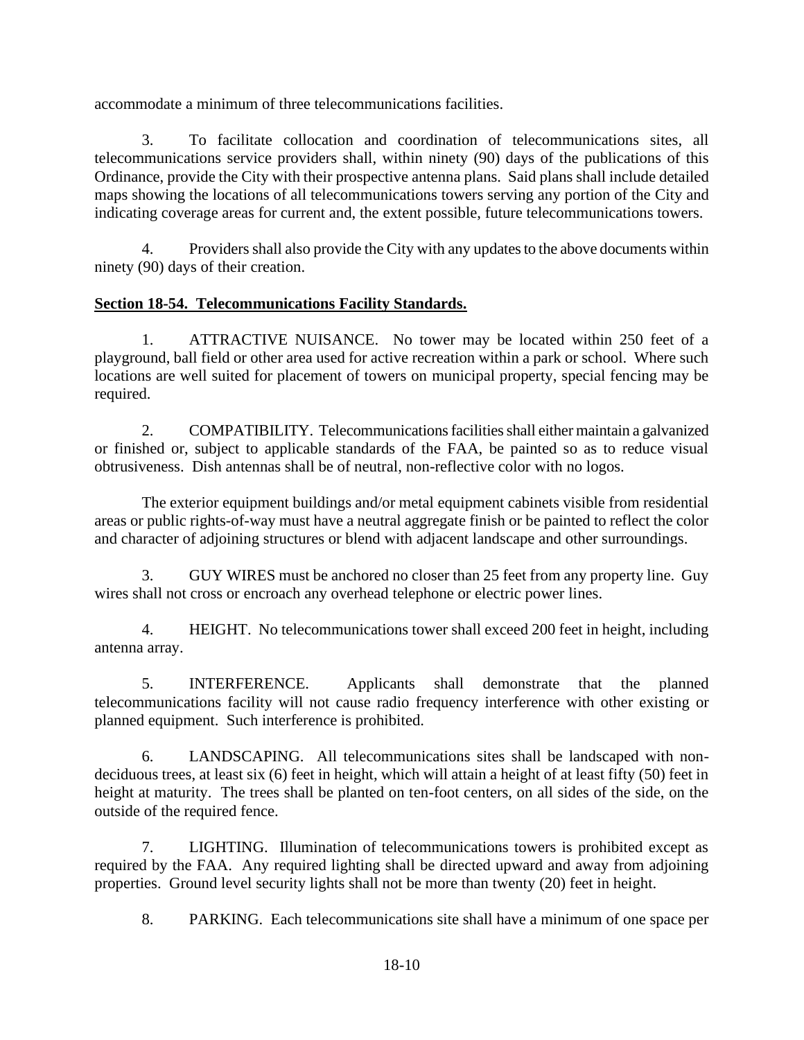accommodate a minimum of three telecommunications facilities.

3. To facilitate collocation and coordination of telecommunications sites, all telecommunications service providers shall, within ninety (90) days of the publications of this Ordinance, provide the City with their prospective antenna plans. Said plans shall include detailed maps showing the locations of all telecommunications towers serving any portion of the City and indicating coverage areas for current and, the extent possible, future telecommunications towers.

4. Providers shall also provide the City with any updates to the above documents within ninety (90) days of their creation.

**Section 18-54. Telecommunications Facility Standards.**

1. ATTRACTIVE NUISANCE. No tower may be located within 250 feet of a playground, ball field or other area used for active recreation within a park or school. Where such locations are well suited for placement of towers on municipal property, special fencing may be required.

2. COMPATIBILITY. Telecommunications facilities shall either maintain a galvanized or finished or, subject to applicable standards of the FAA, be painted so as to reduce visual obtrusiveness. Dish antennas shall be of neutral, non-reflective color with no logos.

The exterior equipment buildings and/or metal equipment cabinets visible from residential areas or public rights-of-way must have a neutral aggregate finish or be painted to reflect the color and character of adjoining structures or blend with adjacent landscape and other surroundings.

3. GUY WIRES must be anchored no closer than 25 feet from any property line. Guy wires shall not cross or encroach any overhead telephone or electric power lines.

4. HEIGHT. No telecommunications tower shall exceed 200 feet in height, including antenna array.

5. INTERFERENCE. Applicants shall demonstrate that the planned telecommunications facility will not cause radio frequency interference with other existing or planned equipment. Such interference is prohibited.

6. LANDSCAPING. All telecommunications sites shall be landscaped with non-deciduous trees, at least six (6) feet in height, which will attain a height of at least fifty (50) feet in height at maturity. The trees shall be planted on ten-foot centers, on all sides of the side, on the outside of the required fence.

7. LIGHTING. Illumination of telecommunications towers is prohibited except as required by the FAA. Any required lighting shall be directed upward and away from adjoining properties. Ground level security lights shall not be more than twenty (20) feet in height.

8. PARKING. Each telecommunications site shall have a minimum of one space per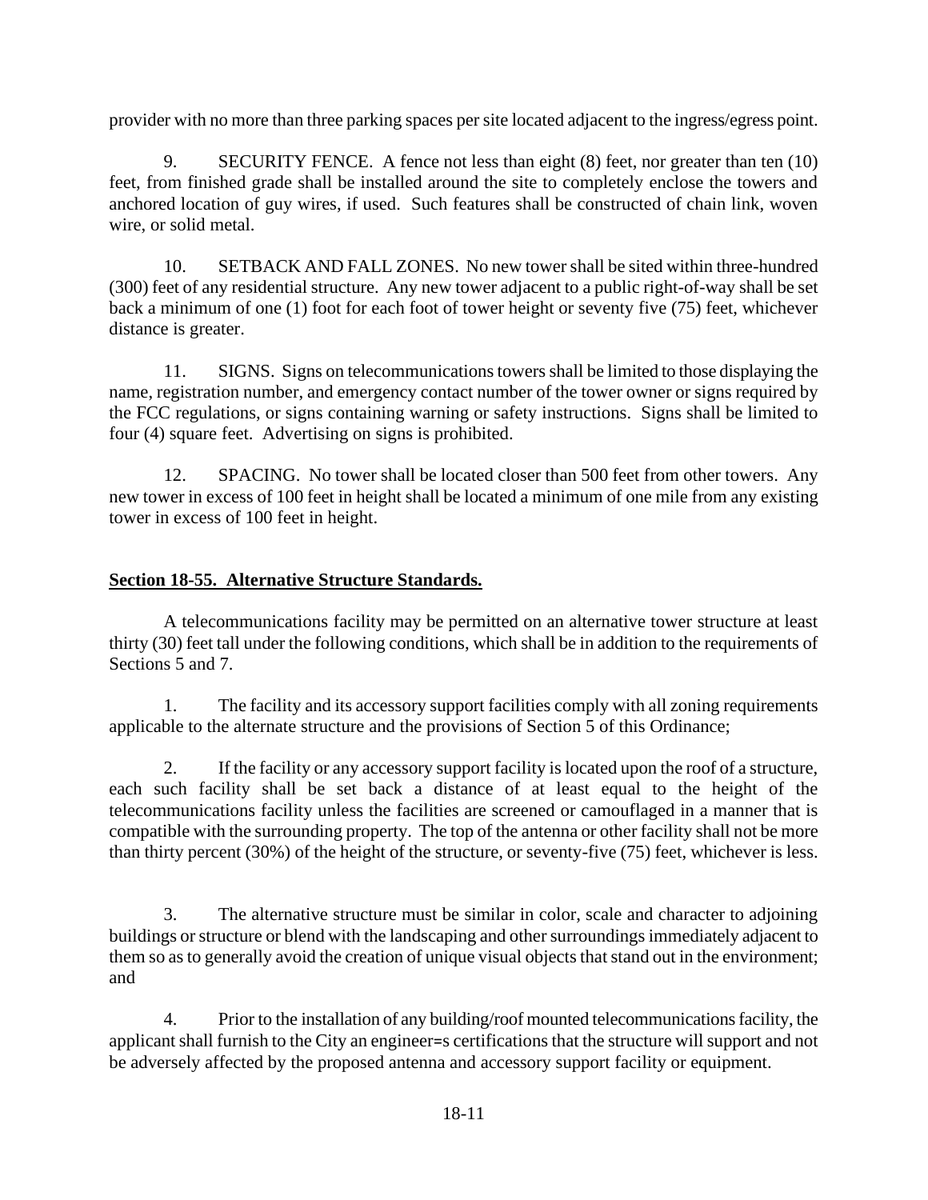provider with no more than three parking spaces per site located adjacent to the ingress/egress point.

9. SECURITY FENCE. A fence not less than eight (8) feet, nor greater than ten (10) feet, from finished grade shall be installed around the site to completely enclose the towers and anchored location of guy wires, if used. Such features shall be constructed of chain link, woven wire, or solid metal.

10. SETBACK AND FALL ZONES. No new tower shall be sited within three-hundred (300) feet of any residential structure. Any new tower adjacent to a public right-of-way shall be set back a minimum of one (1) foot for each foot of tower height or seventy five (75) feet, whichever distance is greater.

11. SIGNS. Signs on telecommunications towers shall be limited to those displaying the name, registration number, and emergency contact number of the tower owner or signs required by the FCC regulations, or signs containing warning or safety instructions. Signs shall be limited to four (4) square feet. Advertising on signs is prohibited.

12. SPACING. No tower shall be located closer than 500 feet from other towers. Any new tower in excess of 100 feet in height shall be located a minimum of one mile from any existing tower in excess of 100 feet in height.

**Section 18-55. Alternative Structure Standards.**

A telecommunications facility may be permitted on an alternative tower structure at least thirty (30) feet tall under the following conditions, which shall be in addition to the requirements of Sections 5 and 7.

1. The facility and its accessory support facilities comply with all zoning requirements applicable to the alternate structure and the provisions of Section 5 of this Ordinance;

2. If the facility or any accessory support facility is located upon the roof of a structure, each such facility shall be set back a distance of at least equal to the height of the telecommunications facility unless the facilities are screened or camouflaged in a manner that is compatible with the surrounding property. The top of the antenna or other facility shall not be more than thirty percent (30%) of the height of the structure, or seventy-five (75) feet, whichever is less.

3. The alternative structure must be similar in color, scale and character to adjoining buildings or structure or blend with the landscaping and other surroundings immediately adjacent to them so as to generally avoid the creation of unique visual objects that stand out in the environment; and

4. Prior to the installation of any building/roof mounted telecommunications facility, the applicant shall furnish to the City an engineer=s certifications that the structure will support and not be adversely affected by the proposed antenna and accessory support facility or equipment.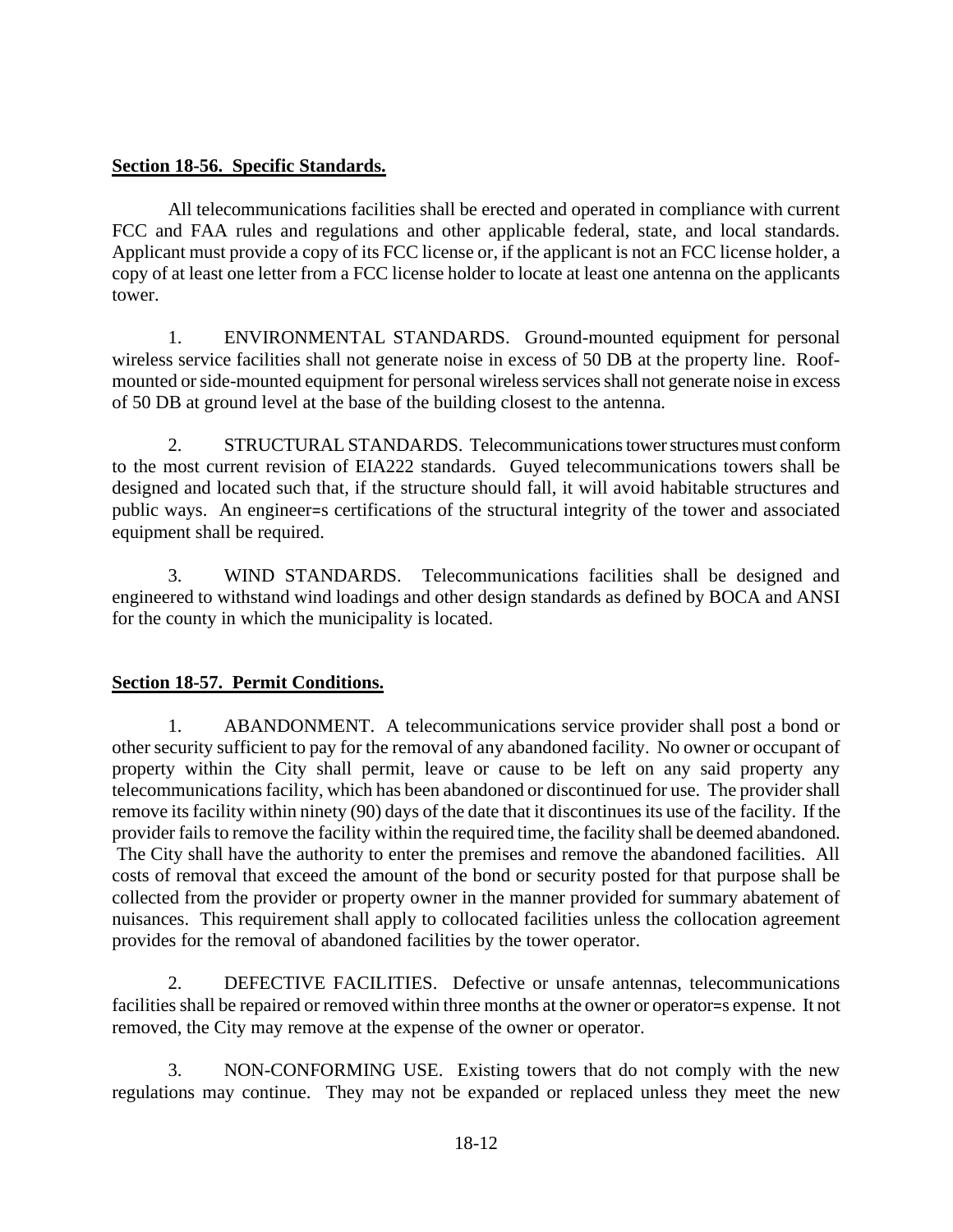**Section 18-56. Specific Standards.**

All telecommunications facilities shall be erected and operated in compliance with current FCC and FAA rules and regulations and other applicable federal, state, and local standards. Applicant must provide a copy of its FCC license or, if the applicant is not an FCC license holder, a copy of at least one letter from a FCC license holder to locate at least one antenna on the applicants tower.

1. ENVIRONMENTAL STANDARDS. Ground-mounted equipment for personal wireless service facilities shall not generate noise in excess of 50 DB at the property line. Roof-mounted or side-mounted equipment for personal wireless services shall not generate noise in excess of 50 DB at ground level at the base of the building closest to the antenna.

2. STRUCTURAL STANDARDS. Telecommunications tower structures must conform to the most current revision of EIA222 standards. Guyed telecommunications towers shall be designed and located such that, if the structure should fall, it will avoid habitable structures and public ways. An engineer=s certifications of the structural integrity of the tower and associated equipment shall be required.

3. WIND STANDARDS. Telecommunications facilities shall be designed and engineered to withstand wind loadings and other design standards as defined by BOCA and ANSI for the county in which the municipality is located.

**Section 18-57. Permit Conditions.**

1. ABANDONMENT. A telecommunications service provider shall post a bond or other security sufficient to pay for the removal of any abandoned facility. No owner or occupant of property within the City shall permit, leave or cause to be left on any said property any telecommunications facility, which has been abandoned or discontinued for use. The provider shall remove its facility within ninety (90) days of the date that it discontinues its use of the facility. If the provider fails to remove the facility within the required time, the facility shall be deemed abandoned. The City shall have the authority to enter the premises and remove the abandoned facilities. All costs of removal that exceed the amount of the bond or security posted for that purpose shall be collected from the provider or property owner in the manner provided for summary abatement of nuisances. This requirement shall apply to collocated facilities unless the collocation agreement provides for the removal of abandoned facilities by the tower operator.

2. DEFECTIVE FACILITIES. Defective or unsafe antennas, telecommunications facilities shall be repaired or removed within three months at the owner or operator=s expense. It not removed, the City may remove at the expense of the owner or operator.

3. NON-CONFORMING USE. Existing towers that do not comply with the new regulations may continue. They may not be expanded or replaced unless they meet the new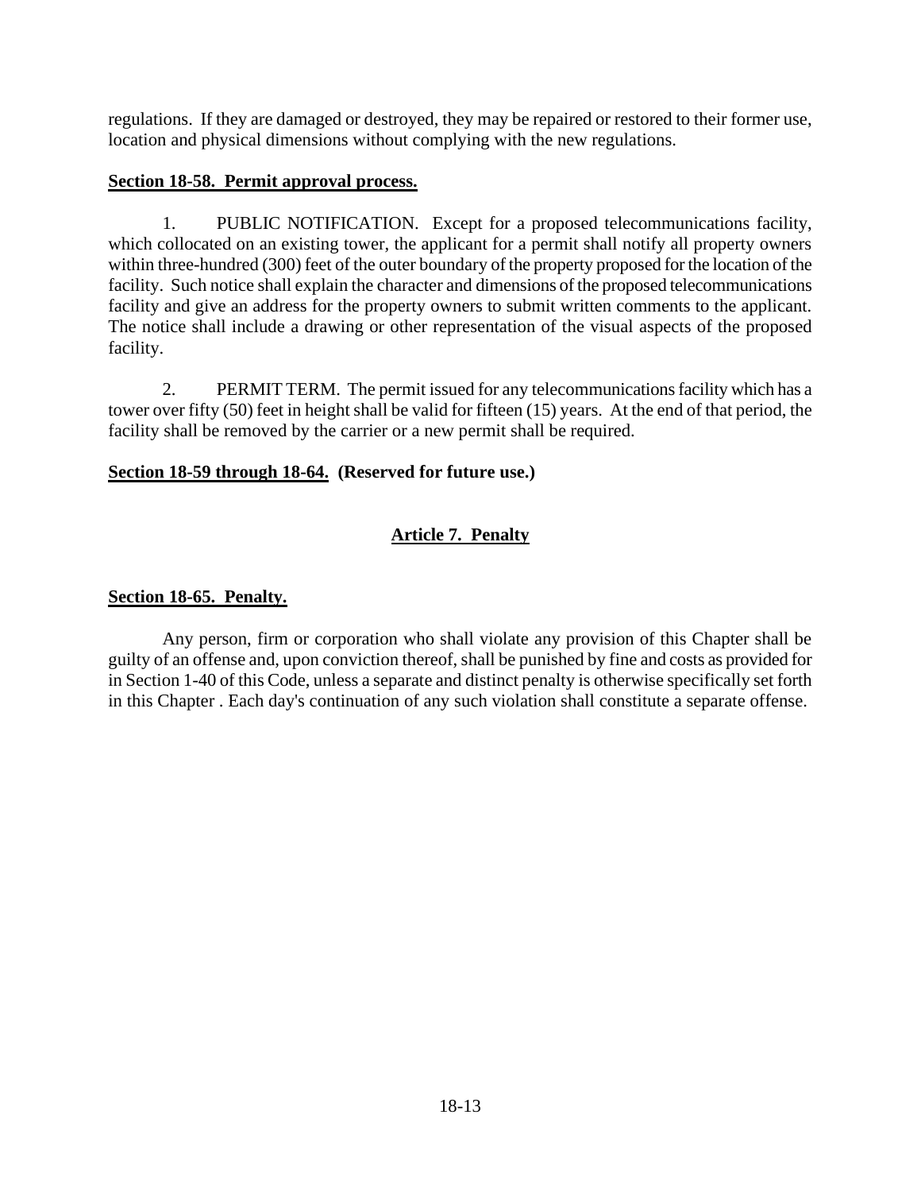regulations. If they are damaged or destroyed, they may be repaired or restored to their former use, location and physical dimensions without complying with the new regulations.

**Section 18-58. Permit approval process.**

1. PUBLIC NOTIFICATION. Except for a proposed telecommunications facility, which collocated on an existing tower, the applicant for a permit shall notify all property owners within three-hundred (300) feet of the outer boundary of the property proposed for the location of the facility. Such notice shall explain the character and dimensions of the proposed telecommunications facility and give an address for the property owners to submit written comments to the applicant. The notice shall include a drawing or other representation of the visual aspects of the proposed facility.

2. PERMIT TERM. The permit issued for any telecommunications facility which has a tower over fifty (50) feet in height shall be valid for fifteen (15) years. At the end of that period, the facility shall be removed by the carrier or a new permit shall be required.

**Section 18-59 through 18-64. (Reserved for future use.)**

## Article 7. Penalty

**Section 18-65. Penalty.**

Any person, firm or corporation who shall violate any provision of this Chapter shall be guilty of an offense and, upon conviction thereof, shall be punished by fine and costs as provided for in Section 1-40 of this Code, unless a separate and distinct penalty is otherwise specifically set forth in this Chapter . Each day's continuation of any such violation shall constitute a separate offense.